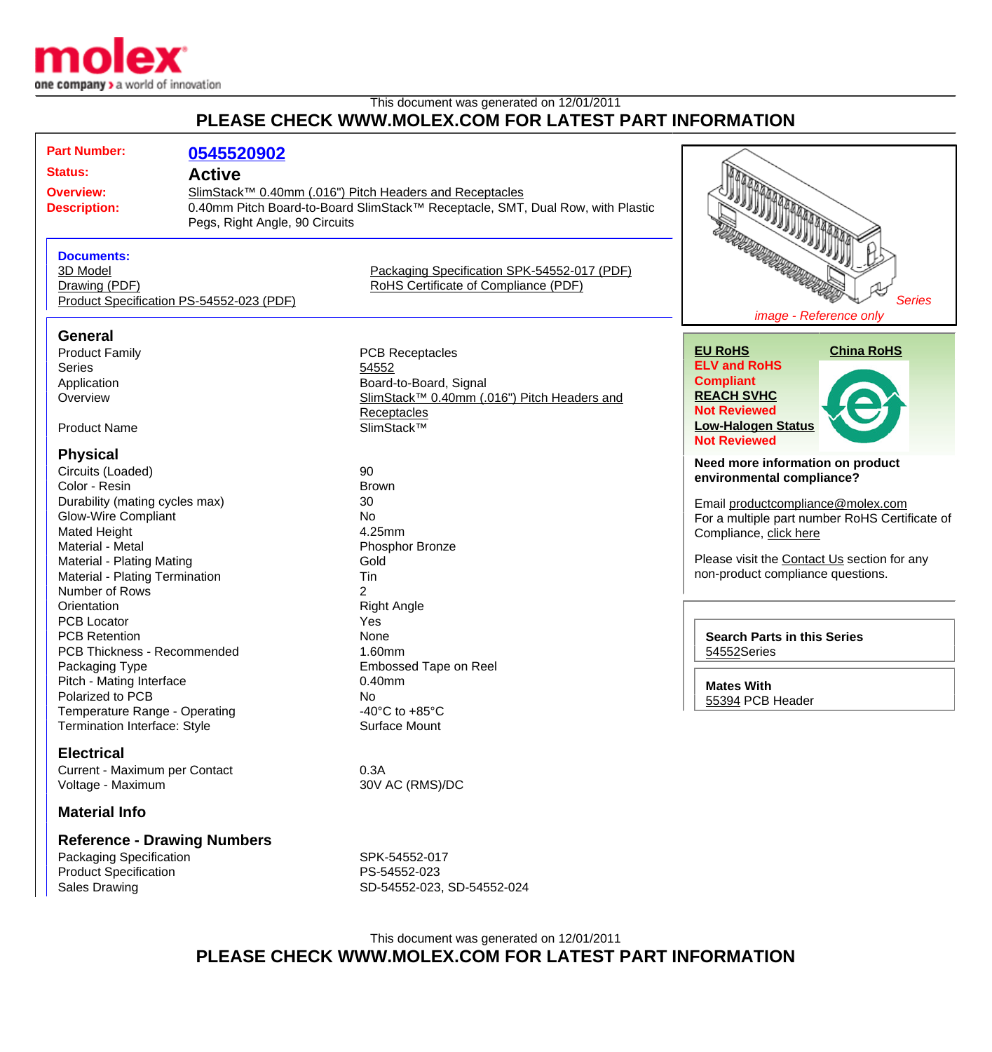molex
one company > a world of innovation

This document was generated on 12/01/2011

# PLEASE CHECK WWW.MOLEX.COM FOR LATEST PART INFORMATION

**Part Number:** 0545520902

**Status:** Active

**Overview:** SlimStack™ 0.40mm (.016") Pitch Headers and Receptacles

**Description:** 0.40mm Pitch Board-to-Board SlimStack™ Receptacle, SMT, Dual Row, with Plastic Pegs, Right Angle, 90 Circuits

**Documents:**
- 3D Model
- Drawing (PDF)
- Product Specification PS-54552-023 (PDF)
- Packaging Specification SPK-54552-017 (PDF)
- RoHS Certificate of Compliance (PDF)

*Series image - Reference only*

## General

| | |
|---|---|
| Product Family | PCB Receptacles |
| Series | 54552 |
| Application | Board-to-Board, Signal |
| Overview | SlimStack™ 0.40mm (.016") Pitch Headers and Receptacles |
| Product Name | SlimStack™ |

## Physical

| | |
|---|---|
| Circuits (Loaded) | 90 |
| Color - Resin | Brown |
| Durability (mating cycles max) | 30 |
| Glow-Wire Compliant | No |
| Mated Height | 4.25mm |
| Material - Metal | Phosphor Bronze |
| Material - Plating Mating | Gold |
| Material - Plating Termination | Tin |
| Number of Rows | 2 |
| Orientation | Right Angle |
| PCB Locator | Yes |
| PCB Retention | None |
| PCB Thickness - Recommended | 1.60mm |
| Packaging Type | Embossed Tape on Reel |
| Pitch - Mating Interface | 0.40mm |
| Polarized to PCB | No |
| Temperature Range - Operating | -40°C to +85°C |
| Termination Interface: Style | Surface Mount |

## Electrical

| | |
|---|---|
| Current - Maximum per Contact | 0.3A |
| Voltage - Maximum | 30V AC (RMS)/DC |

## Material Info

## Reference - Drawing Numbers

| | |
|---|---|
| Packaging Specification | SPK-54552-017 |
| Product Specification | PS-54552-023 |
| Sales Drawing | SD-54552-023, SD-54552-024 |

**EU RoHS**
ELV and RoHS Compliant

**China RoHS**

**REACH SVHC**
Not Reviewed

**Low-Halogen Status**
Not Reviewed

**Need more information on product environmental compliance?**

Email productcompliance@molex.com
For a multiple part number RoHS Certificate of Compliance, click here

Please visit the Contact Us section for any non-product compliance questions.

**Search Parts in this Series**
54552Series

**Mates With**
55394 PCB Header

This document was generated on 12/01/2011

# PLEASE CHECK WWW.MOLEX.COM FOR LATEST PART INFORMATION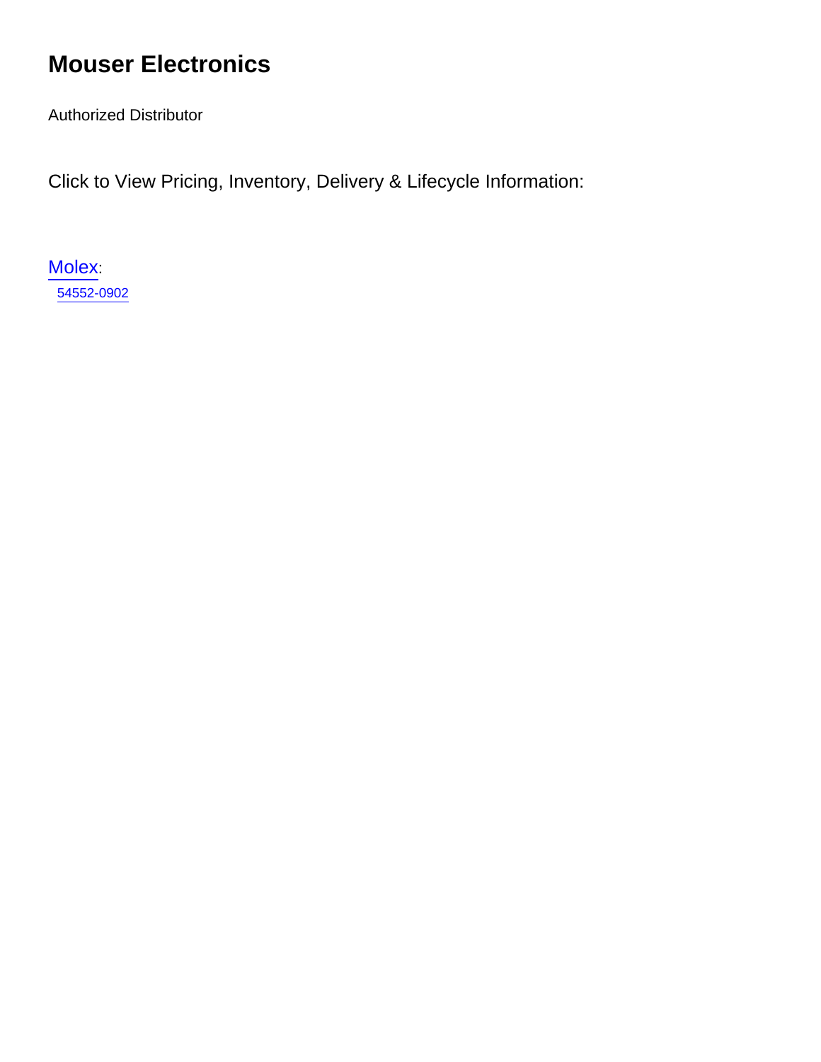# Mouser Electronics

Authorized Distributor

Click to View Pricing, Inventory, Delivery & Lifecycle Information:

Molex:

54552-0902